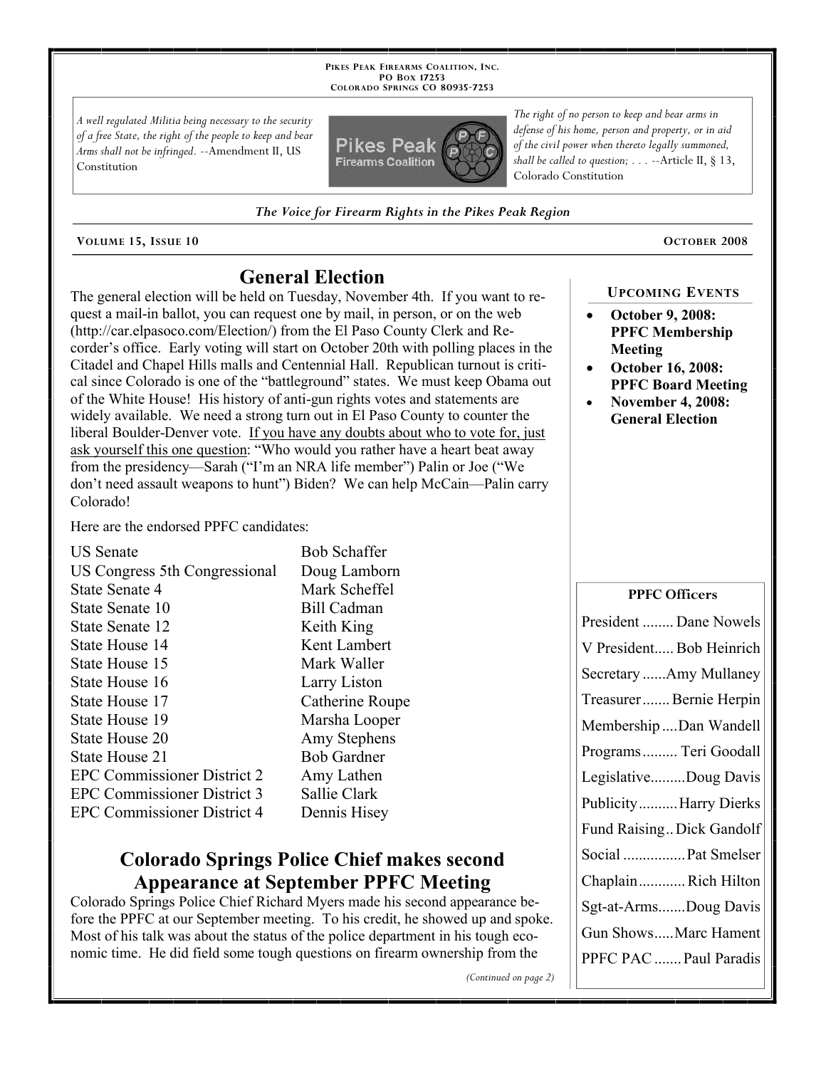Pikes Peak Firearms Coalition, Inc.
PO Box 17253
Colorado Springs CO 80935-7253

*A well regulated Militia being necessary to the security of a free State, the right of the people to keep and bear Arms shall not be infringed.* --Amendment II, US Constitution

*The right of no person to keep and bear arms in defense of his home, person and property, or in aid of the civil power when thereto legally summoned, shall be called to question; . . .* --Article II, § 13, Colorado Constitution

***The Voice for Firearm Rights in the Pikes Peak Region***

Volume 15, Issue 10 — October 2008

# General Election

The general election will be held on Tuesday, November 4th. If you want to request a mail-in ballot, you can request one by mail, in person, or on the web (http://car.elpasoco.com/Election/) from the El Paso County Clerk and Recorder's office. Early voting will start on October 20th with polling places in the Citadel and Chapel Hills malls and Centennial Hall. Republican turnout is critical since Colorado is one of the "battleground" states. We must keep Obama out of the White House! His history of anti-gun rights votes and statements are widely available. We need a strong turn out in El Paso County to counter the liberal Boulder-Denver vote. If you have any doubts about who to vote for, just ask yourself this one question: "Who would you rather have a heart beat away from the presidency—Sarah ("I'm an NRA life member") Palin or Joe ("We don't need assault weapons to hunt") Biden? We can help McCain—Palin carry Colorado!

Here are the endorsed PPFC candidates:

| Office | Candidate |
|---|---|
| US Senate | Bob Schaffer |
| US Congress 5th Congressional | Doug Lamborn |
| State Senate 4 | Mark Scheffel |
| State Senate 10 | Bill Cadman |
| State Senate 12 | Keith King |
| State House 14 | Kent Lambert |
| State House 15 | Mark Waller |
| State House 16 | Larry Liston |
| State House 17 | Catherine Roupe |
| State House 19 | Marsha Looper |
| State House 20 | Amy Stephens |
| State House 21 | Bob Gardner |
| EPC Commissioner District 2 | Amy Lathen |
| EPC Commissioner District 3 | Sallie Clark |
| EPC Commissioner District 4 | Dennis Hisey |

# Colorado Springs Police Chief makes second Appearance at September PPFC Meeting

Colorado Springs Police Chief Richard Myers made his second appearance before the PPFC at our September meeting. To his credit, he showed up and spoke. Most of his talk was about the status of the police department in his tough economic time. He did field some tough questions on firearm ownership from the

*(Continued on page 2)*

## Upcoming Events

- **October 9, 2008: PPFC Membership Meeting**
- **October 16, 2008: PPFC Board Meeting**
- **November 4, 2008: General Election**

## PPFC Officers

| Position | Name |
|---|---|
| President | Dane Nowels |
| V President | Bob Heinrich |
| Secretary | Amy Mullaney |
| Treasurer | Bernie Herpin |
| Membership | Dan Wandell |
| Programs | Teri Goodall |
| Legislative | Doug Davis |
| Publicity | Harry Dierks |
| Fund Raising | Dick Gandolf |
| Social | Pat Smelser |
| Chaplain | Rich Hilton |
| Sgt-at-Arms | Doug Davis |
| Gun Shows | Marc Hament |
| PPFC PAC | Paul Paradis |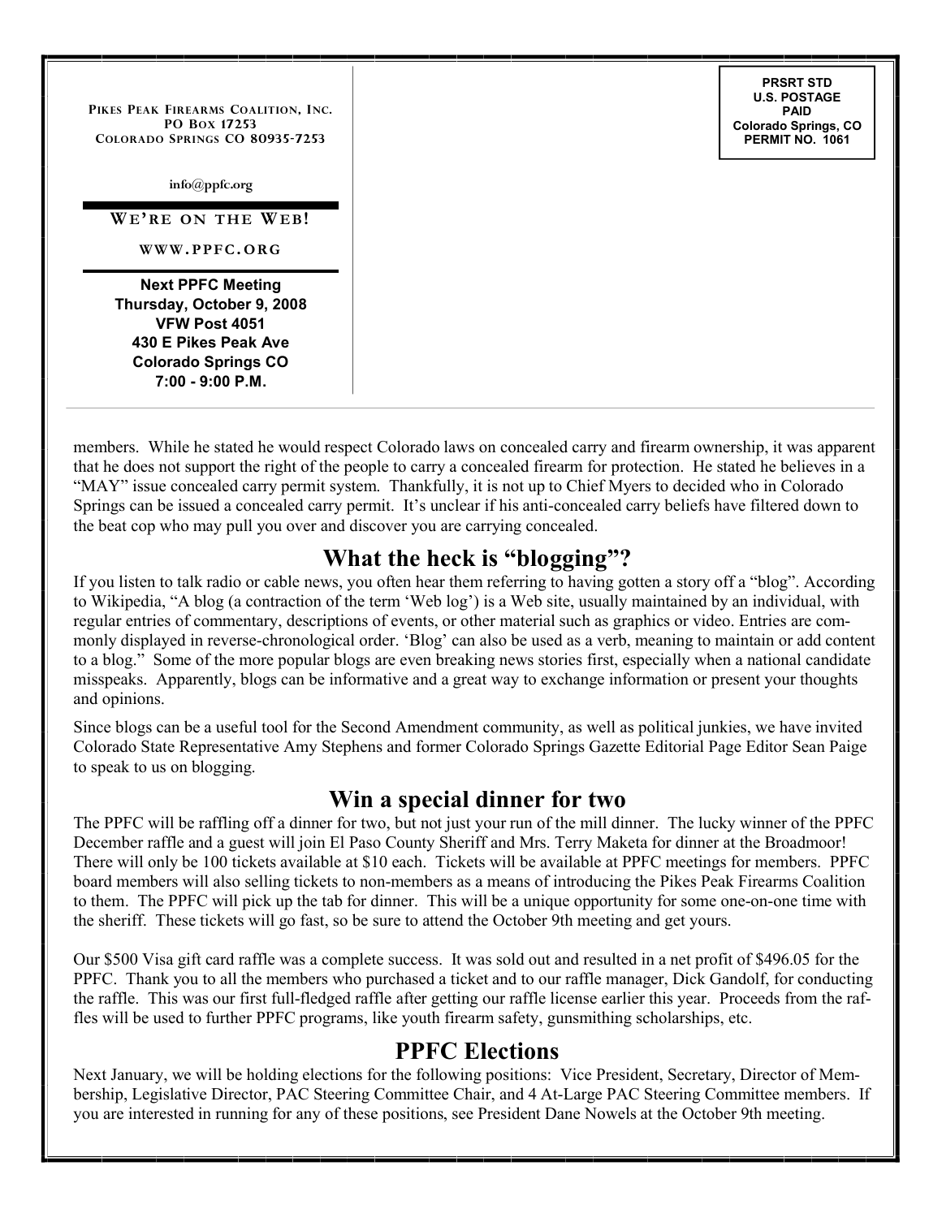PIKES PEAK FIREARMS COALITION, INC.
PO BOX 17253
COLORADO SPRINGS CO 80935-7253

info@ppfc.org

**WE'RE ON THE WEB!**

**WWW.PPFC.ORG**

**Next PPFC Meeting**
**Thursday, October 9, 2008**
**VFW Post 4051**
**430 E Pikes Peak Ave**
**Colorado Springs CO**
**7:00 - 9:00 P.M.**

PRSRT STD
U.S. POSTAGE
PAID
Colorado Springs, CO
PERMIT NO. 1061

members. While he stated he would respect Colorado laws on concealed carry and firearm ownership, it was apparent that he does not support the right of the people to carry a concealed firearm for protection. He stated he believes in a "MAY" issue concealed carry permit system. Thankfully, it is not up to Chief Myers to decided who in Colorado Springs can be issued a concealed carry permit. It's unclear if his anti-concealed carry beliefs have filtered down to the beat cop who may pull you over and discover you are carrying concealed.

## What the heck is "blogging"?

If you listen to talk radio or cable news, you often hear them referring to having gotten a story off a "blog". According to Wikipedia, "A blog (a contraction of the term 'Web log') is a Web site, usually maintained by an individual, with regular entries of commentary, descriptions of events, or other material such as graphics or video. Entries are commonly displayed in reverse-chronological order. 'Blog' can also be used as a verb, meaning to maintain or add content to a blog." Some of the more popular blogs are even breaking news stories first, especially when a national candidate misspeaks. Apparently, blogs can be informative and a great way to exchange information or present your thoughts and opinions.

Since blogs can be a useful tool for the Second Amendment community, as well as political junkies, we have invited Colorado State Representative Amy Stephens and former Colorado Springs Gazette Editorial Page Editor Sean Paige to speak to us on blogging.

## Win a special dinner for two

The PPFC will be raffling off a dinner for two, but not just your run of the mill dinner. The lucky winner of the PPFC December raffle and a guest will join El Paso County Sheriff and Mrs. Terry Maketa for dinner at the Broadmoor! There will only be 100 tickets available at $10 each. Tickets will be available at PPFC meetings for members. PPFC board members will also selling tickets to non-members as a means of introducing the Pikes Peak Firearms Coalition to them. The PPFC will pick up the tab for dinner. This will be a unique opportunity for some one-on-one time with the sheriff. These tickets will go fast, so be sure to attend the October 9th meeting and get yours.

Our $500 Visa gift card raffle was a complete success. It was sold out and resulted in a net profit of $496.05 for the PPFC. Thank you to all the members who purchased a ticket and to our raffle manager, Dick Gandolf, for conducting the raffle. This was our first full-fledged raffle after getting our raffle license earlier this year. Proceeds from the raffles will be used to further PPFC programs, like youth firearm safety, gunsmithing scholarships, etc.

## PPFC Elections

Next January, we will be holding elections for the following positions: Vice President, Secretary, Director of Membership, Legislative Director, PAC Steering Committee Chair, and 4 At-Large PAC Steering Committee members. If you are interested in running for any of these positions, see President Dane Nowels at the October 9th meeting.